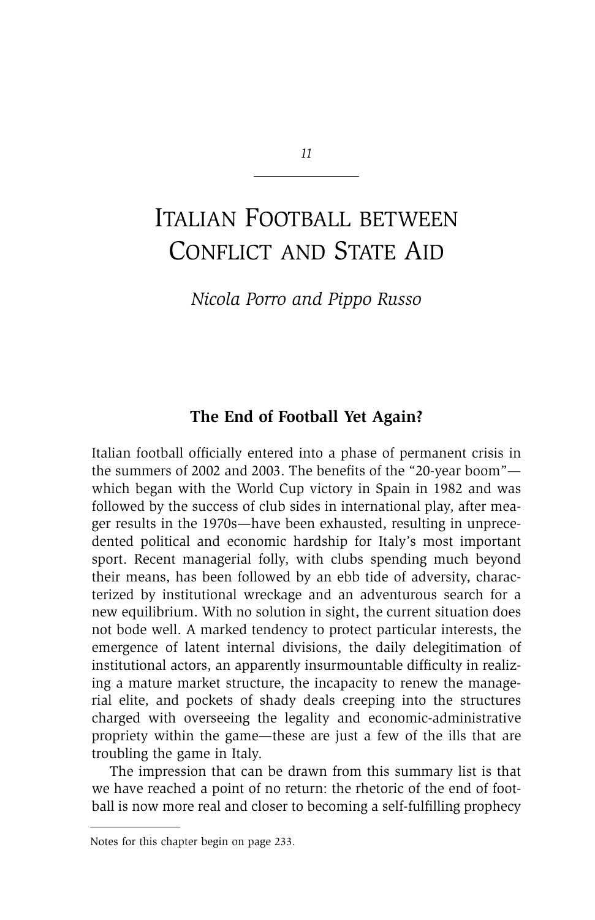# Italian Football between Conflict and State Aid

*Nicola Porro and Pippo Russo*

## The End of Football Yet Again?

Italian football officially entered into a phase of permanent crisis in the summers of 2002 and 2003. The benefits of the "20-year boom"—which began with the World Cup victory in Spain in 1982 and was followed by the success of club sides in international play, after meager results in the 1970s—have been exhausted, resulting in unprecedented political and economic hardship for Italy's most important sport. Recent managerial folly, with clubs spending much beyond their means, has been followed by an ebb tide of adversity, characterized by institutional wreckage and an adventurous search for a new equilibrium. With no solution in sight, the current situation does not bode well. A marked tendency to protect particular interests, the emergence of latent internal divisions, the daily delegitimation of institutional actors, an apparently insurmountable difficulty in realizing a mature market structure, the incapacity to renew the managerial elite, and pockets of shady deals creeping into the structures charged with overseeing the legality and economic-administrative propriety within the game—these are just a few of the ills that are troubling the game in Italy.

The impression that can be drawn from this summary list is that we have reached a point of no return: the rhetoric of the end of football is now more real and closer to becoming a self-fulfilling prophecy

Notes for this chapter begin on page 233.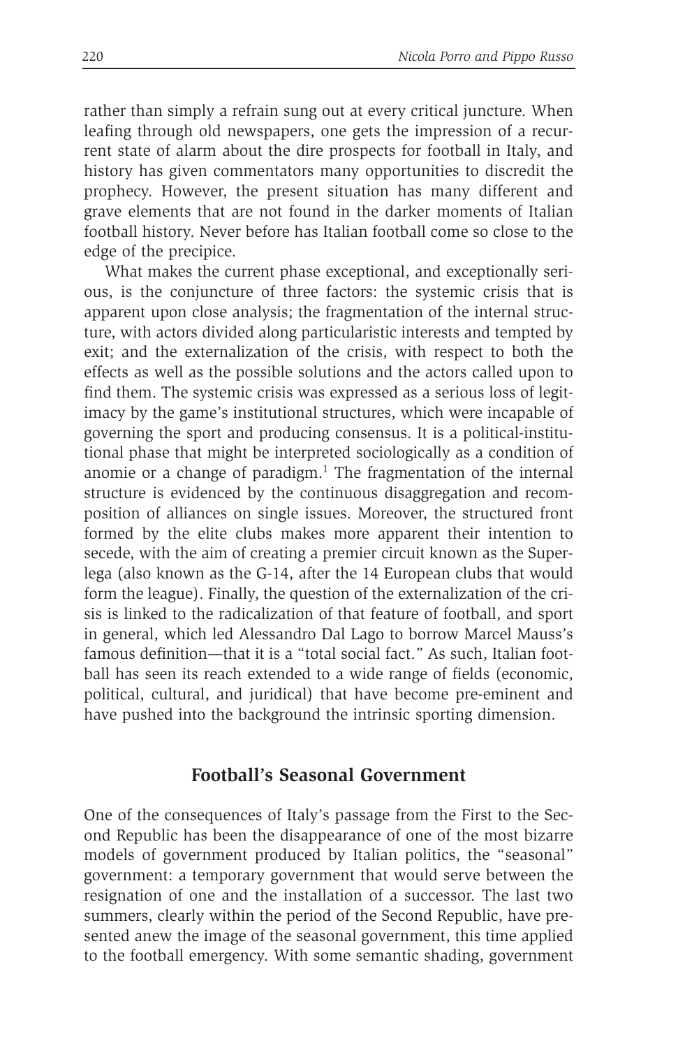rather than simply a refrain sung out at every critical juncture. When leafing through old newspapers, one gets the impression of a recurrent state of alarm about the dire prospects for football in Italy, and history has given commentators many opportunities to discredit the prophecy. However, the present situation has many different and grave elements that are not found in the darker moments of Italian football history. Never before has Italian football come so close to the edge of the precipice.

What makes the current phase exceptional, and exceptionally serious, is the conjuncture of three factors: the systemic crisis that is apparent upon close analysis; the fragmentation of the internal structure, with actors divided along particularistic interests and tempted by exit; and the externalization of the crisis, with respect to both the effects as well as the possible solutions and the actors called upon to find them. The systemic crisis was expressed as a serious loss of legitimacy by the game's institutional structures, which were incapable of governing the sport and producing consensus. It is a political-institutional phase that might be interpreted sociologically as a condition of anomie or a change of paradigm.[1] The fragmentation of the internal structure is evidenced by the continuous disaggregation and recomposition of alliances on single issues. Moreover, the structured front formed by the elite clubs makes more apparent their intention to secede, with the aim of creating a premier circuit known as the Superlega (also known as the G-14, after the 14 European clubs that would form the league). Finally, the question of the externalization of the crisis is linked to the radicalization of that feature of football, and sport in general, which led Alessandro Dal Lago to borrow Marcel Mauss's famous definition—that it is a "total social fact." As such, Italian football has seen its reach extended to a wide range of fields (economic, political, cultural, and juridical) that have become pre-eminent and have pushed into the background the intrinsic sporting dimension.

## Football's Seasonal Government

One of the consequences of Italy's passage from the First to the Second Republic has been the disappearance of one of the most bizarre models of government produced by Italian politics, the "seasonal" government: a temporary government that would serve between the resignation of one and the installation of a successor. The last two summers, clearly within the period of the Second Republic, have presented anew the image of the seasonal government, this time applied to the football emergency. With some semantic shading, government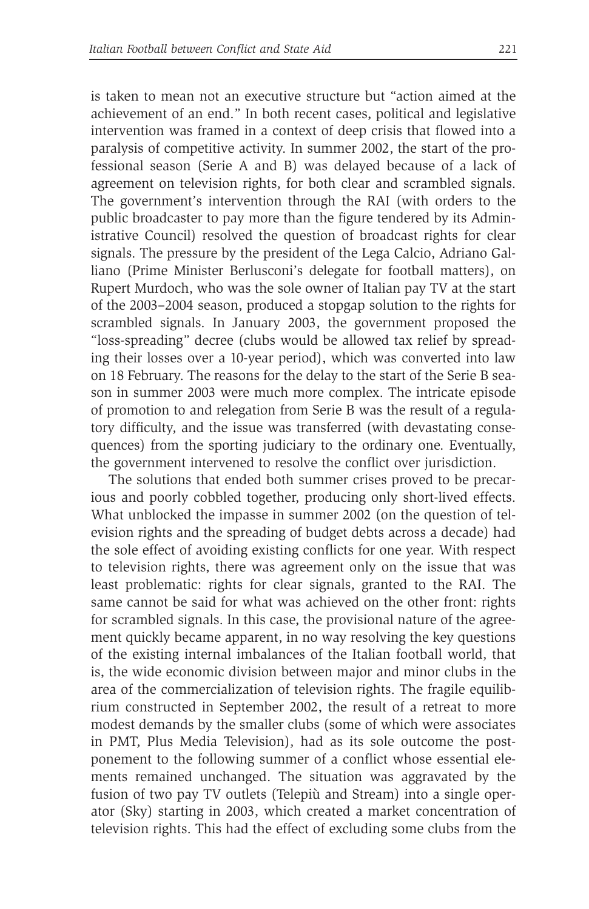is taken to mean not an executive structure but "action aimed at the achievement of an end." In both recent cases, political and legislative intervention was framed in a context of deep crisis that flowed into a paralysis of competitive activity. In summer 2002, the start of the professional season (Serie A and B) was delayed because of a lack of agreement on television rights, for both clear and scrambled signals. The government's intervention through the RAI (with orders to the public broadcaster to pay more than the figure tendered by its Administrative Council) resolved the question of broadcast rights for clear signals. The pressure by the president of the Lega Calcio, Adriano Galliano (Prime Minister Berlusconi's delegate for football matters), on Rupert Murdoch, who was the sole owner of Italian pay TV at the start of the 2003–2004 season, produced a stopgap solution to the rights for scrambled signals. In January 2003, the government proposed the "loss-spreading" decree (clubs would be allowed tax relief by spreading their losses over a 10-year period), which was converted into law on 18 February. The reasons for the delay to the start of the Serie B season in summer 2003 were much more complex. The intricate episode of promotion to and relegation from Serie B was the result of a regulatory difficulty, and the issue was transferred (with devastating consequences) from the sporting judiciary to the ordinary one. Eventually, the government intervened to resolve the conflict over jurisdiction.

The solutions that ended both summer crises proved to be precarious and poorly cobbled together, producing only short-lived effects. What unblocked the impasse in summer 2002 (on the question of television rights and the spreading of budget debts across a decade) had the sole effect of avoiding existing conflicts for one year. With respect to television rights, there was agreement only on the issue that was least problematic: rights for clear signals, granted to the RAI. The same cannot be said for what was achieved on the other front: rights for scrambled signals. In this case, the provisional nature of the agreement quickly became apparent, in no way resolving the key questions of the existing internal imbalances of the Italian football world, that is, the wide economic division between major and minor clubs in the area of the commercialization of television rights. The fragile equilibrium constructed in September 2002, the result of a retreat to more modest demands by the smaller clubs (some of which were associates in PMT, Plus Media Television), had as its sole outcome the postponement to the following summer of a conflict whose essential elements remained unchanged. The situation was aggravated by the fusion of two pay TV outlets (Telepiù and Stream) into a single operator (Sky) starting in 2003, which created a market concentration of television rights. This had the effect of excluding some clubs from the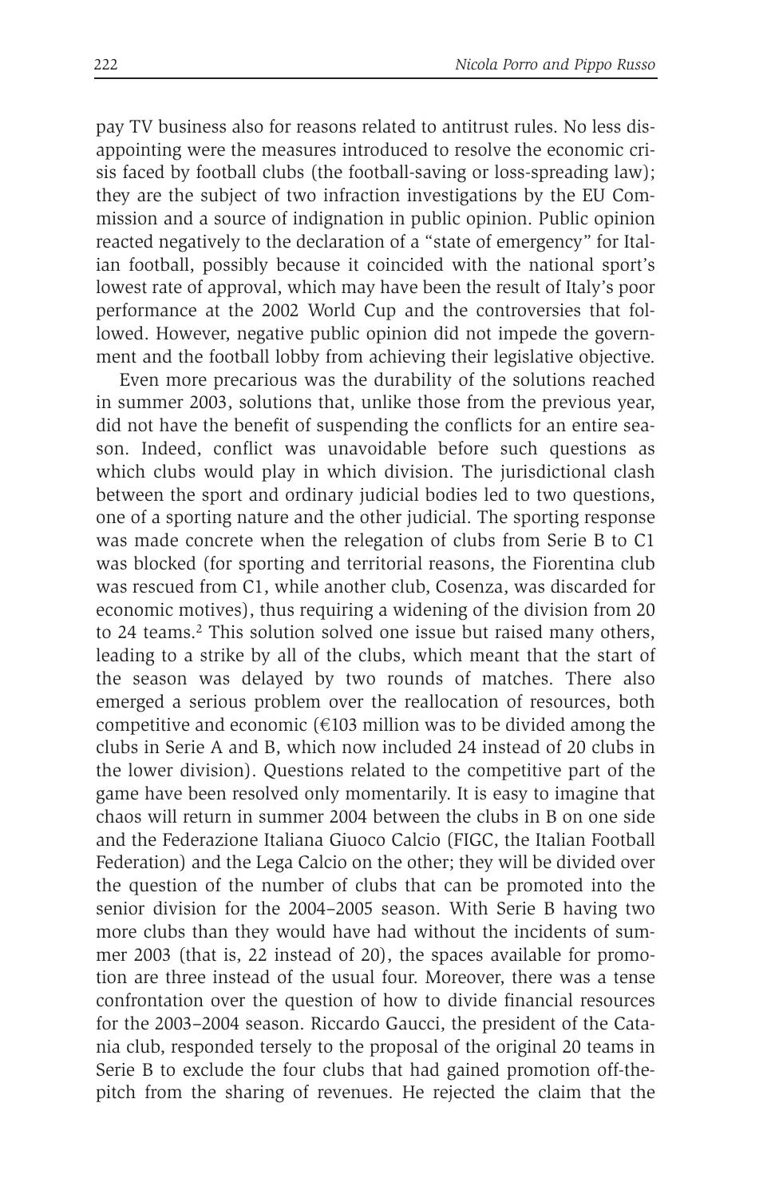pay TV business also for reasons related to antitrust rules. No less disappointing were the measures introduced to resolve the economic crisis faced by football clubs (the football-saving or loss-spreading law); they are the subject of two infraction investigations by the EU Commission and a source of indignation in public opinion. Public opinion reacted negatively to the declaration of a "state of emergency" for Italian football, possibly because it coincided with the national sport's lowest rate of approval, which may have been the result of Italy's poor performance at the 2002 World Cup and the controversies that followed. However, negative public opinion did not impede the government and the football lobby from achieving their legislative objective.

Even more precarious was the durability of the solutions reached in summer 2003, solutions that, unlike those from the previous year, did not have the benefit of suspending the conflicts for an entire season. Indeed, conflict was unavoidable before such questions as which clubs would play in which division. The jurisdictional clash between the sport and ordinary judicial bodies led to two questions, one of a sporting nature and the other judicial. The sporting response was made concrete when the relegation of clubs from Serie B to C1 was blocked (for sporting and territorial reasons, the Fiorentina club was rescued from C1, while another club, Cosenza, was discarded for economic motives), thus requiring a widening of the division from 20 to 24 teams.[2] This solution solved one issue but raised many others, leading to a strike by all of the clubs, which meant that the start of the season was delayed by two rounds of matches. There also emerged a serious problem over the reallocation of resources, both competitive and economic (€103 million was to be divided among the clubs in Serie A and B, which now included 24 instead of 20 clubs in the lower division). Questions related to the competitive part of the game have been resolved only momentarily. It is easy to imagine that chaos will return in summer 2004 between the clubs in B on one side and the Federazione Italiana Giuoco Calcio (FIGC, the Italian Football Federation) and the Lega Calcio on the other; they will be divided over the question of the number of clubs that can be promoted into the senior division for the 2004–2005 season. With Serie B having two more clubs than they would have had without the incidents of summer 2003 (that is, 22 instead of 20), the spaces available for promotion are three instead of the usual four. Moreover, there was a tense confrontation over the question of how to divide financial resources for the 2003–2004 season. Riccardo Gaucci, the president of the Catania club, responded tersely to the proposal of the original 20 teams in Serie B to exclude the four clubs that had gained promotion off-the-pitch from the sharing of revenues. He rejected the claim that the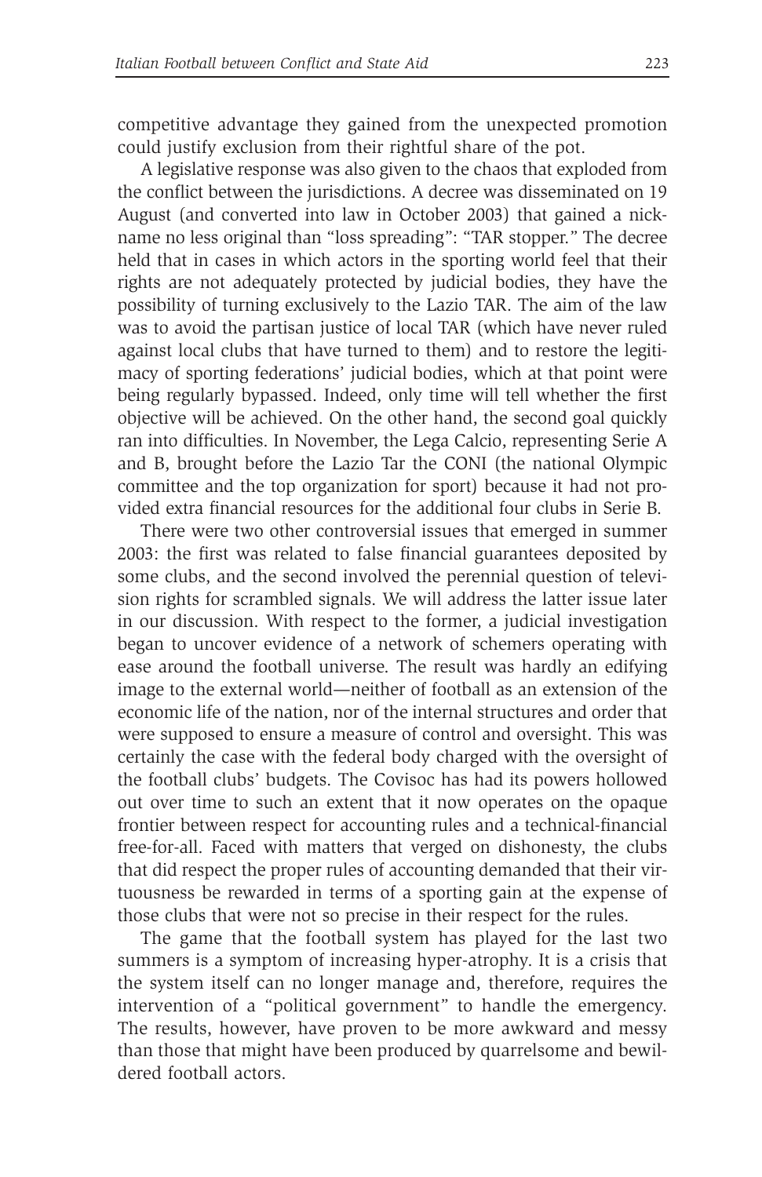competitive advantage they gained from the unexpected promotion could justify exclusion from their rightful share of the pot.

A legislative response was also given to the chaos that exploded from the conflict between the jurisdictions. A decree was disseminated on 19 August (and converted into law in October 2003) that gained a nickname no less original than "loss spreading": "TAR stopper." The decree held that in cases in which actors in the sporting world feel that their rights are not adequately protected by judicial bodies, they have the possibility of turning exclusively to the Lazio TAR. The aim of the law was to avoid the partisan justice of local TAR (which have never ruled against local clubs that have turned to them) and to restore the legitimacy of sporting federations' judicial bodies, which at that point were being regularly bypassed. Indeed, only time will tell whether the first objective will be achieved. On the other hand, the second goal quickly ran into difficulties. In November, the Lega Calcio, representing Serie A and B, brought before the Lazio Tar the CONI (the national Olympic committee and the top organization for sport) because it had not provided extra financial resources for the additional four clubs in Serie B.

There were two other controversial issues that emerged in summer 2003: the first was related to false financial guarantees deposited by some clubs, and the second involved the perennial question of television rights for scrambled signals. We will address the latter issue later in our discussion. With respect to the former, a judicial investigation began to uncover evidence of a network of schemers operating with ease around the football universe. The result was hardly an edifying image to the external world—neither of football as an extension of the economic life of the nation, nor of the internal structures and order that were supposed to ensure a measure of control and oversight. This was certainly the case with the federal body charged with the oversight of the football clubs' budgets. The Covisoc has had its powers hollowed out over time to such an extent that it now operates on the opaque frontier between respect for accounting rules and a technical-financial free-for-all. Faced with matters that verged on dishonesty, the clubs that did respect the proper rules of accounting demanded that their virtuousness be rewarded in terms of a sporting gain at the expense of those clubs that were not so precise in their respect for the rules.

The game that the football system has played for the last two summers is a symptom of increasing hyper-atrophy. It is a crisis that the system itself can no longer manage and, therefore, requires the intervention of a "political government" to handle the emergency. The results, however, have proven to be more awkward and messy than those that might have been produced by quarrelsome and bewildered football actors.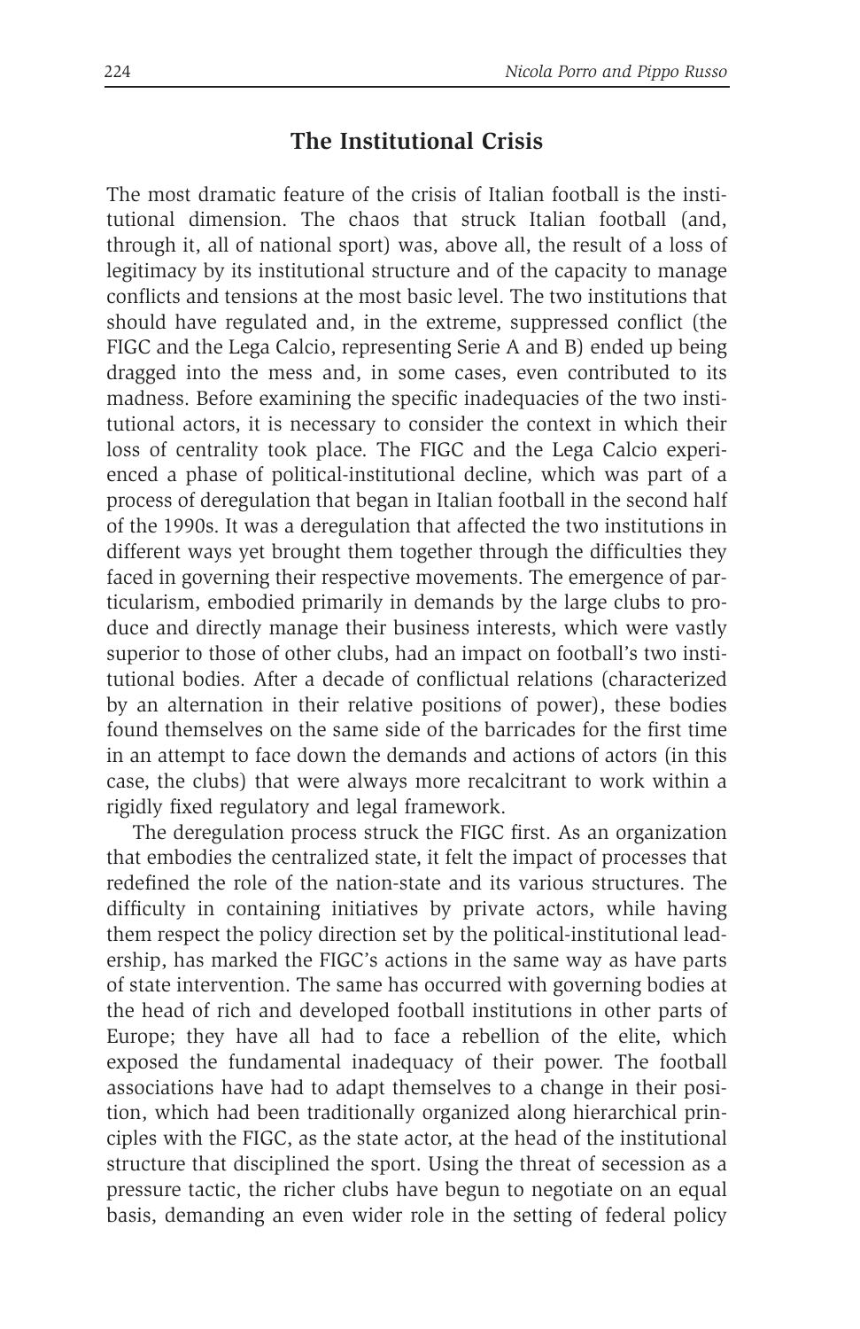## The Institutional Crisis

The most dramatic feature of the crisis of Italian football is the institutional dimension. The chaos that struck Italian football (and, through it, all of national sport) was, above all, the result of a loss of legitimacy by its institutional structure and of the capacity to manage conflicts and tensions at the most basic level. The two institutions that should have regulated and, in the extreme, suppressed conflict (the FIGC and the Lega Calcio, representing Serie A and B) ended up being dragged into the mess and, in some cases, even contributed to its madness. Before examining the specific inadequacies of the two institutional actors, it is necessary to consider the context in which their loss of centrality took place. The FIGC and the Lega Calcio experienced a phase of political-institutional decline, which was part of a process of deregulation that began in Italian football in the second half of the 1990s. It was a deregulation that affected the two institutions in different ways yet brought them together through the difficulties they faced in governing their respective movements. The emergence of particularism, embodied primarily in demands by the large clubs to produce and directly manage their business interests, which were vastly superior to those of other clubs, had an impact on football's two institutional bodies. After a decade of conflictual relations (characterized by an alternation in their relative positions of power), these bodies found themselves on the same side of the barricades for the first time in an attempt to face down the demands and actions of actors (in this case, the clubs) that were always more recalcitrant to work within a rigidly fixed regulatory and legal framework.

The deregulation process struck the FIGC first. As an organization that embodies the centralized state, it felt the impact of processes that redefined the role of the nation-state and its various structures. The difficulty in containing initiatives by private actors, while having them respect the policy direction set by the political-institutional leadership, has marked the FIGC's actions in the same way as have parts of state intervention. The same has occurred with governing bodies at the head of rich and developed football institutions in other parts of Europe; they have all had to face a rebellion of the elite, which exposed the fundamental inadequacy of their power. The football associations have had to adapt themselves to a change in their position, which had been traditionally organized along hierarchical principles with the FIGC, as the state actor, at the head of the institutional structure that disciplined the sport. Using the threat of secession as a pressure tactic, the richer clubs have begun to negotiate on an equal basis, demanding an even wider role in the setting of federal policy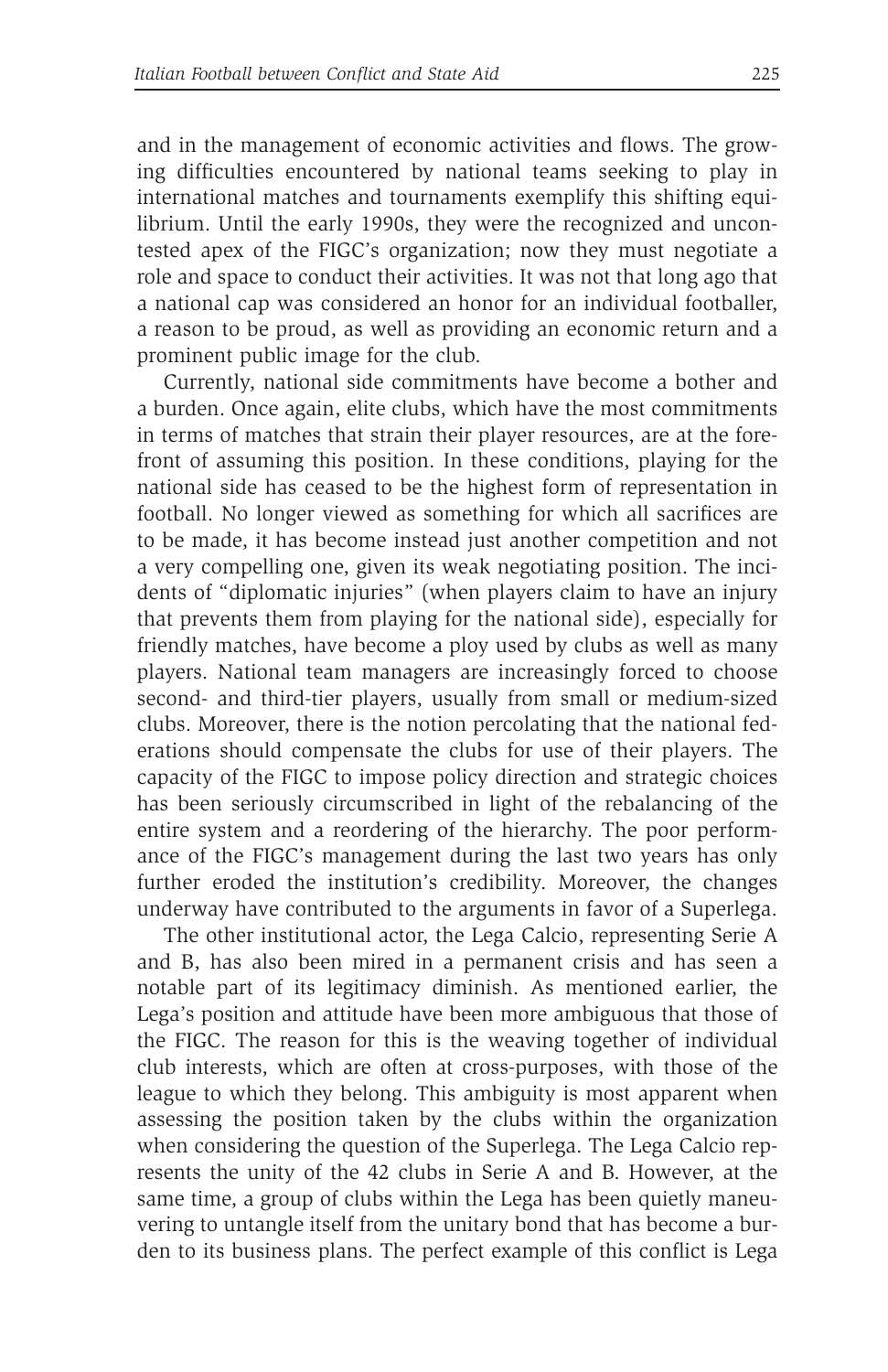and in the management of economic activities and flows. The growing difficulties encountered by national teams seeking to play in international matches and tournaments exemplify this shifting equilibrium. Until the early 1990s, they were the recognized and uncontested apex of the FIGC's organization; now they must negotiate a role and space to conduct their activities. It was not that long ago that a national cap was considered an honor for an individual footballer, a reason to be proud, as well as providing an economic return and a prominent public image for the club.

Currently, national side commitments have become a bother and a burden. Once again, elite clubs, which have the most commitments in terms of matches that strain their player resources, are at the forefront of assuming this position. In these conditions, playing for the national side has ceased to be the highest form of representation in football. No longer viewed as something for which all sacrifices are to be made, it has become instead just another competition and not a very compelling one, given its weak negotiating position. The incidents of "diplomatic injuries" (when players claim to have an injury that prevents them from playing for the national side), especially for friendly matches, have become a ploy used by clubs as well as many players. National team managers are increasingly forced to choose second- and third-tier players, usually from small or medium-sized clubs. Moreover, there is the notion percolating that the national federations should compensate the clubs for use of their players. The capacity of the FIGC to impose policy direction and strategic choices has been seriously circumscribed in light of the rebalancing of the entire system and a reordering of the hierarchy. The poor performance of the FIGC's management during the last two years has only further eroded the institution's credibility. Moreover, the changes underway have contributed to the arguments in favor of a Superlega.

The other institutional actor, the Lega Calcio, representing Serie A and B, has also been mired in a permanent crisis and has seen a notable part of its legitimacy diminish. As mentioned earlier, the Lega's position and attitude have been more ambiguous that those of the FIGC. The reason for this is the weaving together of individual club interests, which are often at cross-purposes, with those of the league to which they belong. This ambiguity is most apparent when assessing the position taken by the clubs within the organization when considering the question of the Superlega. The Lega Calcio represents the unity of the 42 clubs in Serie A and B. However, at the same time, a group of clubs within the Lega has been quietly maneuvering to untangle itself from the unitary bond that has become a burden to its business plans. The perfect example of this conflict is Lega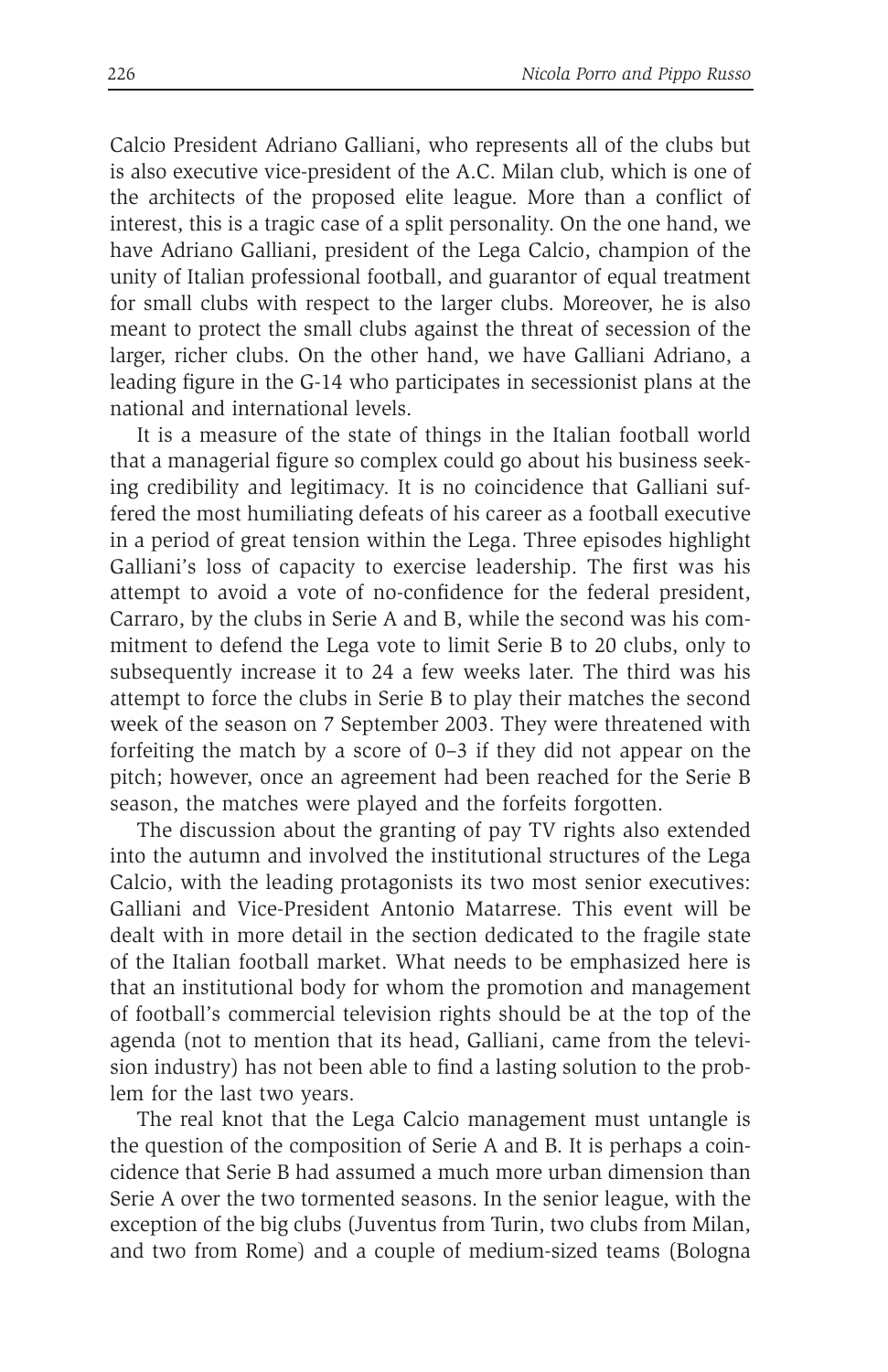Calcio President Adriano Galliani, who represents all of the clubs but is also executive vice-president of the A.C. Milan club, which is one of the architects of the proposed elite league. More than a conflict of interest, this is a tragic case of a split personality. On the one hand, we have Adriano Galliani, president of the Lega Calcio, champion of the unity of Italian professional football, and guarantor of equal treatment for small clubs with respect to the larger clubs. Moreover, he is also meant to protect the small clubs against the threat of secession of the larger, richer clubs. On the other hand, we have Galliani Adriano, a leading figure in the G-14 who participates in secessionist plans at the national and international levels.

It is a measure of the state of things in the Italian football world that a managerial figure so complex could go about his business seeking credibility and legitimacy. It is no coincidence that Galliani suffered the most humiliating defeats of his career as a football executive in a period of great tension within the Lega. Three episodes highlight Galliani's loss of capacity to exercise leadership. The first was his attempt to avoid a vote of no-confidence for the federal president, Carraro, by the clubs in Serie A and B, while the second was his commitment to defend the Lega vote to limit Serie B to 20 clubs, only to subsequently increase it to 24 a few weeks later. The third was his attempt to force the clubs in Serie B to play their matches the second week of the season on 7 September 2003. They were threatened with forfeiting the match by a score of 0–3 if they did not appear on the pitch; however, once an agreement had been reached for the Serie B season, the matches were played and the forfeits forgotten.

The discussion about the granting of pay TV rights also extended into the autumn and involved the institutional structures of the Lega Calcio, with the leading protagonists its two most senior executives: Galliani and Vice-President Antonio Matarrese. This event will be dealt with in more detail in the section dedicated to the fragile state of the Italian football market. What needs to be emphasized here is that an institutional body for whom the promotion and management of football's commercial television rights should be at the top of the agenda (not to mention that its head, Galliani, came from the television industry) has not been able to find a lasting solution to the problem for the last two years.

The real knot that the Lega Calcio management must untangle is the question of the composition of Serie A and B. It is perhaps a coincidence that Serie B had assumed a much more urban dimension than Serie A over the two tormented seasons. In the senior league, with the exception of the big clubs (Juventus from Turin, two clubs from Milan, and two from Rome) and a couple of medium-sized teams (Bologna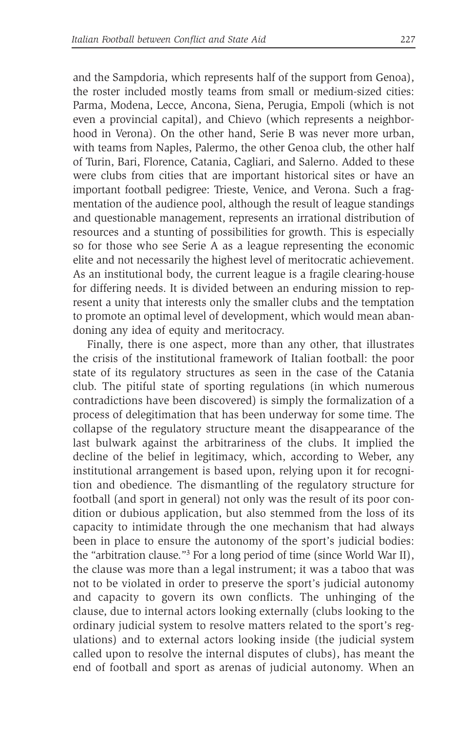and the Sampdoria, which represents half of the support from Genoa), the roster included mostly teams from small or medium-sized cities: Parma, Modena, Lecce, Ancona, Siena, Perugia, Empoli (which is not even a provincial capital), and Chievo (which represents a neighborhood in Verona). On the other hand, Serie B was never more urban, with teams from Naples, Palermo, the other Genoa club, the other half of Turin, Bari, Florence, Catania, Cagliari, and Salerno. Added to these were clubs from cities that are important historical sites or have an important football pedigree: Trieste, Venice, and Verona. Such a fragmentation of the audience pool, although the result of league standings and questionable management, represents an irrational distribution of resources and a stunting of possibilities for growth. This is especially so for those who see Serie A as a league representing the economic elite and not necessarily the highest level of meritocratic achievement. As an institutional body, the current league is a fragile clearing-house for differing needs. It is divided between an enduring mission to represent a unity that interests only the smaller clubs and the temptation to promote an optimal level of development, which would mean abandoning any idea of equity and meritocracy.

Finally, there is one aspect, more than any other, that illustrates the crisis of the institutional framework of Italian football: the poor state of its regulatory structures as seen in the case of the Catania club. The pitiful state of sporting regulations (in which numerous contradictions have been discovered) is simply the formalization of a process of delegitimation that has been underway for some time. The collapse of the regulatory structure meant the disappearance of the last bulwark against the arbitrariness of the clubs. It implied the decline of the belief in legitimacy, which, according to Weber, any institutional arrangement is based upon, relying upon it for recognition and obedience. The dismantling of the regulatory structure for football (and sport in general) not only was the result of its poor condition or dubious application, but also stemmed from the loss of its capacity to intimidate through the one mechanism that had always been in place to ensure the autonomy of the sport's judicial bodies: the "arbitration clause."[3] For a long period of time (since World War II), the clause was more than a legal instrument; it was a taboo that was not to be violated in order to preserve the sport's judicial autonomy and capacity to govern its own conflicts. The unhinging of the clause, due to internal actors looking externally (clubs looking to the ordinary judicial system to resolve matters related to the sport's regulations) and to external actors looking inside (the judicial system called upon to resolve the internal disputes of clubs), has meant the end of football and sport as arenas of judicial autonomy. When an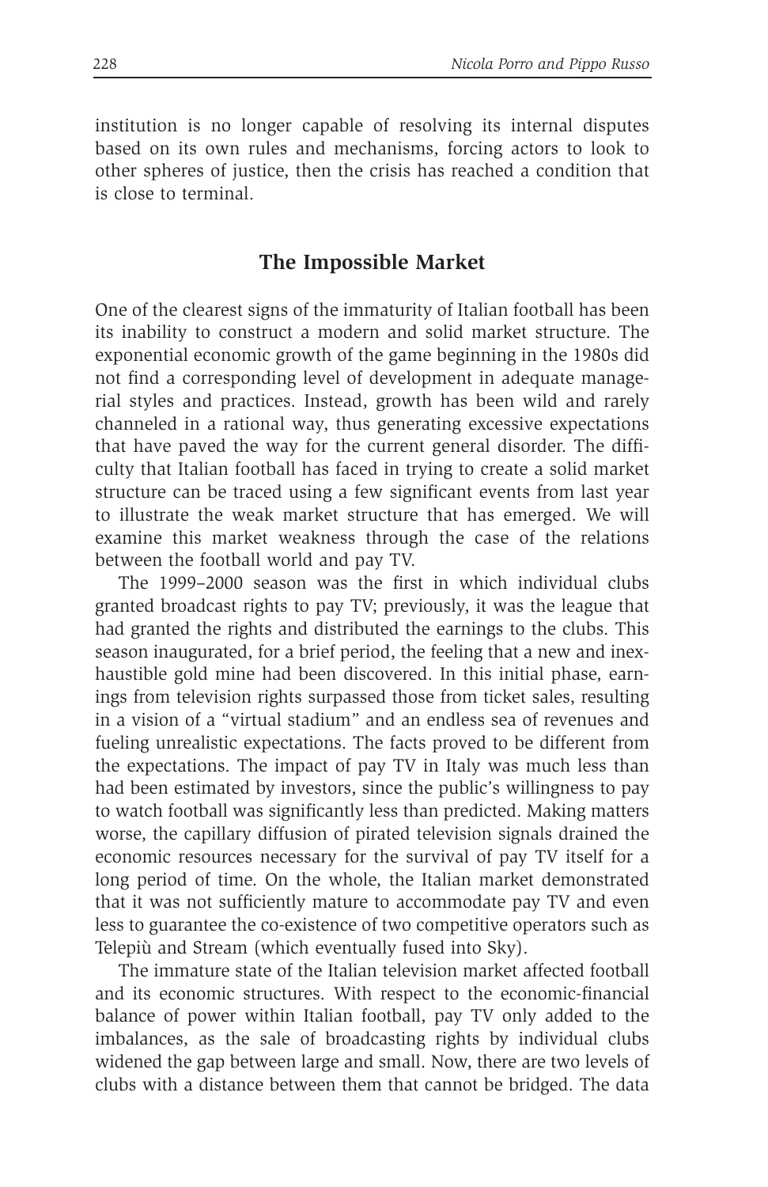institution is no longer capable of resolving its internal disputes based on its own rules and mechanisms, forcing actors to look to other spheres of justice, then the crisis has reached a condition that is close to terminal.

## The Impossible Market

One of the clearest signs of the immaturity of Italian football has been its inability to construct a modern and solid market structure. The exponential economic growth of the game beginning in the 1980s did not find a corresponding level of development in adequate managerial styles and practices. Instead, growth has been wild and rarely channeled in a rational way, thus generating excessive expectations that have paved the way for the current general disorder. The difficulty that Italian football has faced in trying to create a solid market structure can be traced using a few significant events from last year to illustrate the weak market structure that has emerged. We will examine this market weakness through the case of the relations between the football world and pay TV.

The 1999–2000 season was the first in which individual clubs granted broadcast rights to pay TV; previously, it was the league that had granted the rights and distributed the earnings to the clubs. This season inaugurated, for a brief period, the feeling that a new and inexhaustible gold mine had been discovered. In this initial phase, earnings from television rights surpassed those from ticket sales, resulting in a vision of a "virtual stadium" and an endless sea of revenues and fueling unrealistic expectations. The facts proved to be different from the expectations. The impact of pay TV in Italy was much less than had been estimated by investors, since the public's willingness to pay to watch football was significantly less than predicted. Making matters worse, the capillary diffusion of pirated television signals drained the economic resources necessary for the survival of pay TV itself for a long period of time. On the whole, the Italian market demonstrated that it was not sufficiently mature to accommodate pay TV and even less to guarantee the co-existence of two competitive operators such as Telepiù and Stream (which eventually fused into Sky).

The immature state of the Italian television market affected football and its economic structures. With respect to the economic-financial balance of power within Italian football, pay TV only added to the imbalances, as the sale of broadcasting rights by individual clubs widened the gap between large and small. Now, there are two levels of clubs with a distance between them that cannot be bridged. The data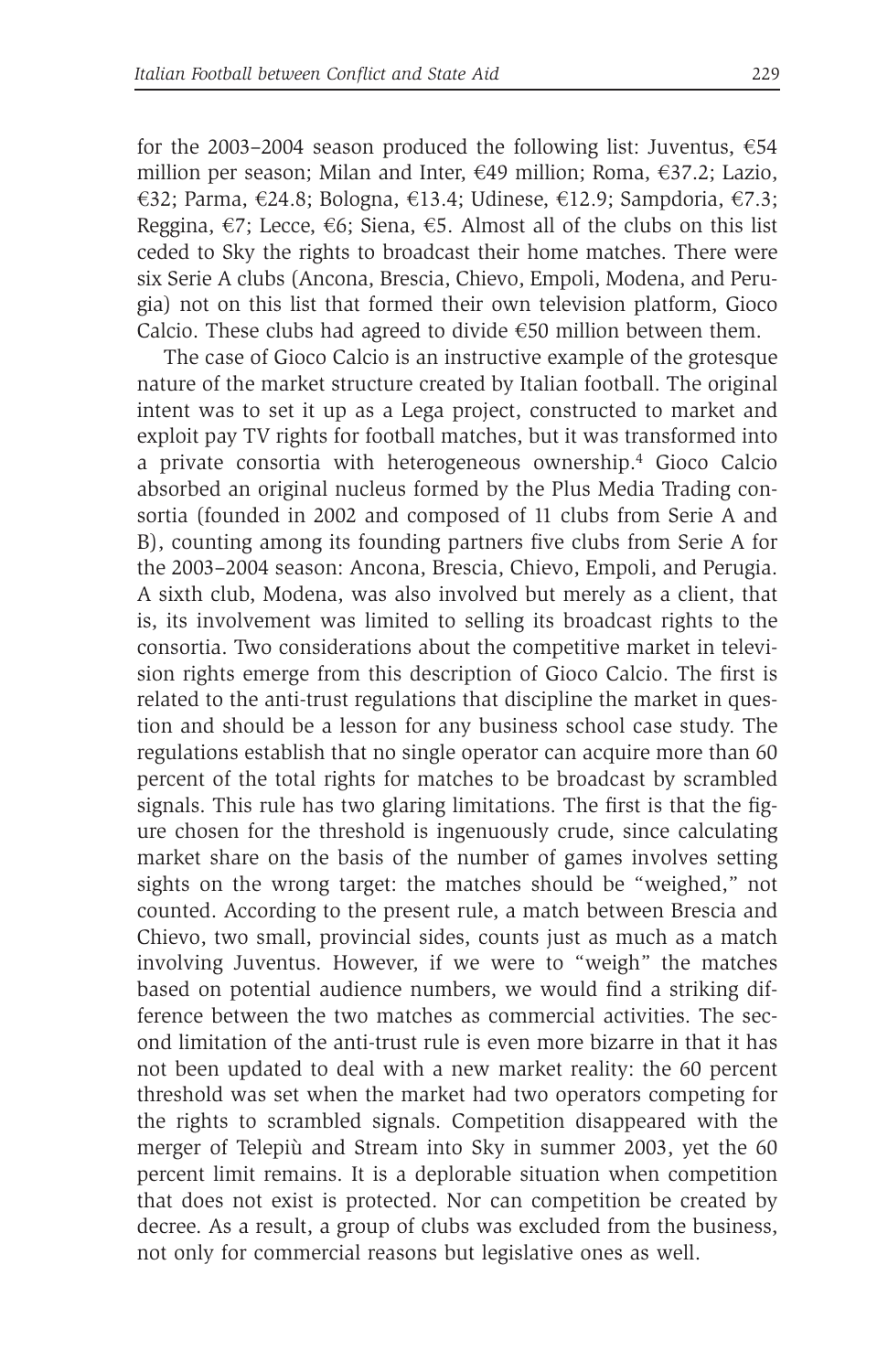for the 2003–2004 season produced the following list: Juventus, €54 million per season; Milan and Inter, €49 million; Roma, €37.2; Lazio, €32; Parma, €24.8; Bologna, €13.4; Udinese, €12.9; Sampdoria, €7.3; Reggina, €7; Lecce, €6; Siena, €5. Almost all of the clubs on this list ceded to Sky the rights to broadcast their home matches. There were six Serie A clubs (Ancona, Brescia, Chievo, Empoli, Modena, and Perugia) not on this list that formed their own television platform, Gioco Calcio. These clubs had agreed to divide €50 million between them.

The case of Gioco Calcio is an instructive example of the grotesque nature of the market structure created by Italian football. The original intent was to set it up as a Lega project, constructed to market and exploit pay TV rights for football matches, but it was transformed into a private consortia with heterogeneous ownership.[4] Gioco Calcio absorbed an original nucleus formed by the Plus Media Trading consortia (founded in 2002 and composed of 11 clubs from Serie A and B), counting among its founding partners five clubs from Serie A for the 2003–2004 season: Ancona, Brescia, Chievo, Empoli, and Perugia. A sixth club, Modena, was also involved but merely as a client, that is, its involvement was limited to selling its broadcast rights to the consortia. Two considerations about the competitive market in television rights emerge from this description of Gioco Calcio. The first is related to the anti-trust regulations that discipline the market in question and should be a lesson for any business school case study. The regulations establish that no single operator can acquire more than 60 percent of the total rights for matches to be broadcast by scrambled signals. This rule has two glaring limitations. The first is that the figure chosen for the threshold is ingenuously crude, since calculating market share on the basis of the number of games involves setting sights on the wrong target: the matches should be "weighed," not counted. According to the present rule, a match between Brescia and Chievo, two small, provincial sides, counts just as much as a match involving Juventus. However, if we were to "weigh" the matches based on potential audience numbers, we would find a striking difference between the two matches as commercial activities. The second limitation of the anti-trust rule is even more bizarre in that it has not been updated to deal with a new market reality: the 60 percent threshold was set when the market had two operators competing for the rights to scrambled signals. Competition disappeared with the merger of Telepiù and Stream into Sky in summer 2003, yet the 60 percent limit remains. It is a deplorable situation when competition that does not exist is protected. Nor can competition be created by decree. As a result, a group of clubs was excluded from the business, not only for commercial reasons but legislative ones as well.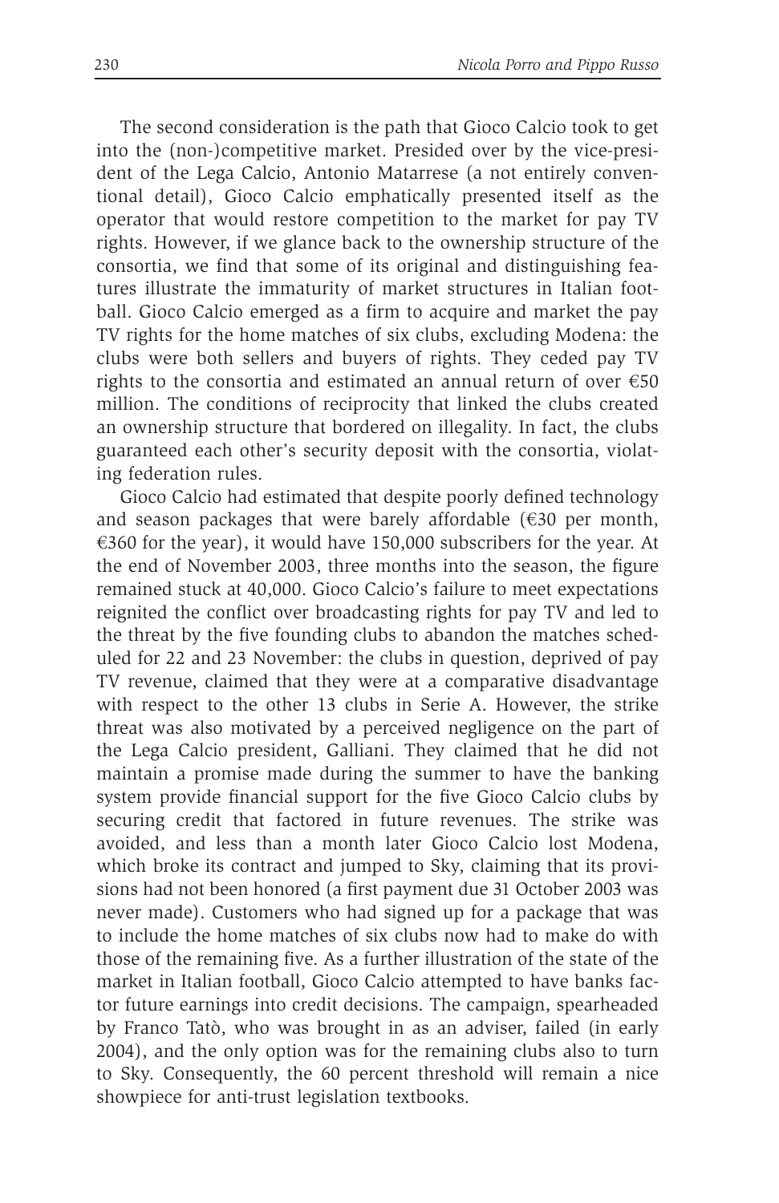The second consideration is the path that Gioco Calcio took to get into the (non-)competitive market. Presided over by the vice-president of the Lega Calcio, Antonio Matarrese (a not entirely conventional detail), Gioco Calcio emphatically presented itself as the operator that would restore competition to the market for pay TV rights. However, if we glance back to the ownership structure of the consortia, we find that some of its original and distinguishing features illustrate the immaturity of market structures in Italian football. Gioco Calcio emerged as a firm to acquire and market the pay TV rights for the home matches of six clubs, excluding Modena: the clubs were both sellers and buyers of rights. They ceded pay TV rights to the consortia and estimated an annual return of over €50 million. The conditions of reciprocity that linked the clubs created an ownership structure that bordered on illegality. In fact, the clubs guaranteed each other's security deposit with the consortia, violating federation rules.

Gioco Calcio had estimated that despite poorly defined technology and season packages that were barely affordable (€30 per month, €360 for the year), it would have 150,000 subscribers for the year. At the end of November 2003, three months into the season, the figure remained stuck at 40,000. Gioco Calcio's failure to meet expectations reignited the conflict over broadcasting rights for pay TV and led to the threat by the five founding clubs to abandon the matches scheduled for 22 and 23 November: the clubs in question, deprived of pay TV revenue, claimed that they were at a comparative disadvantage with respect to the other 13 clubs in Serie A. However, the strike threat was also motivated by a perceived negligence on the part of the Lega Calcio president, Galliani. They claimed that he did not maintain a promise made during the summer to have the banking system provide financial support for the five Gioco Calcio clubs by securing credit that factored in future revenues. The strike was avoided, and less than a month later Gioco Calcio lost Modena, which broke its contract and jumped to Sky, claiming that its provisions had not been honored (a first payment due 31 October 2003 was never made). Customers who had signed up for a package that was to include the home matches of six clubs now had to make do with those of the remaining five. As a further illustration of the state of the market in Italian football, Gioco Calcio attempted to have banks factor future earnings into credit decisions. The campaign, spearheaded by Franco Tatò, who was brought in as an adviser, failed (in early 2004), and the only option was for the remaining clubs also to turn to Sky. Consequently, the 60 percent threshold will remain a nice showpiece for anti-trust legislation textbooks.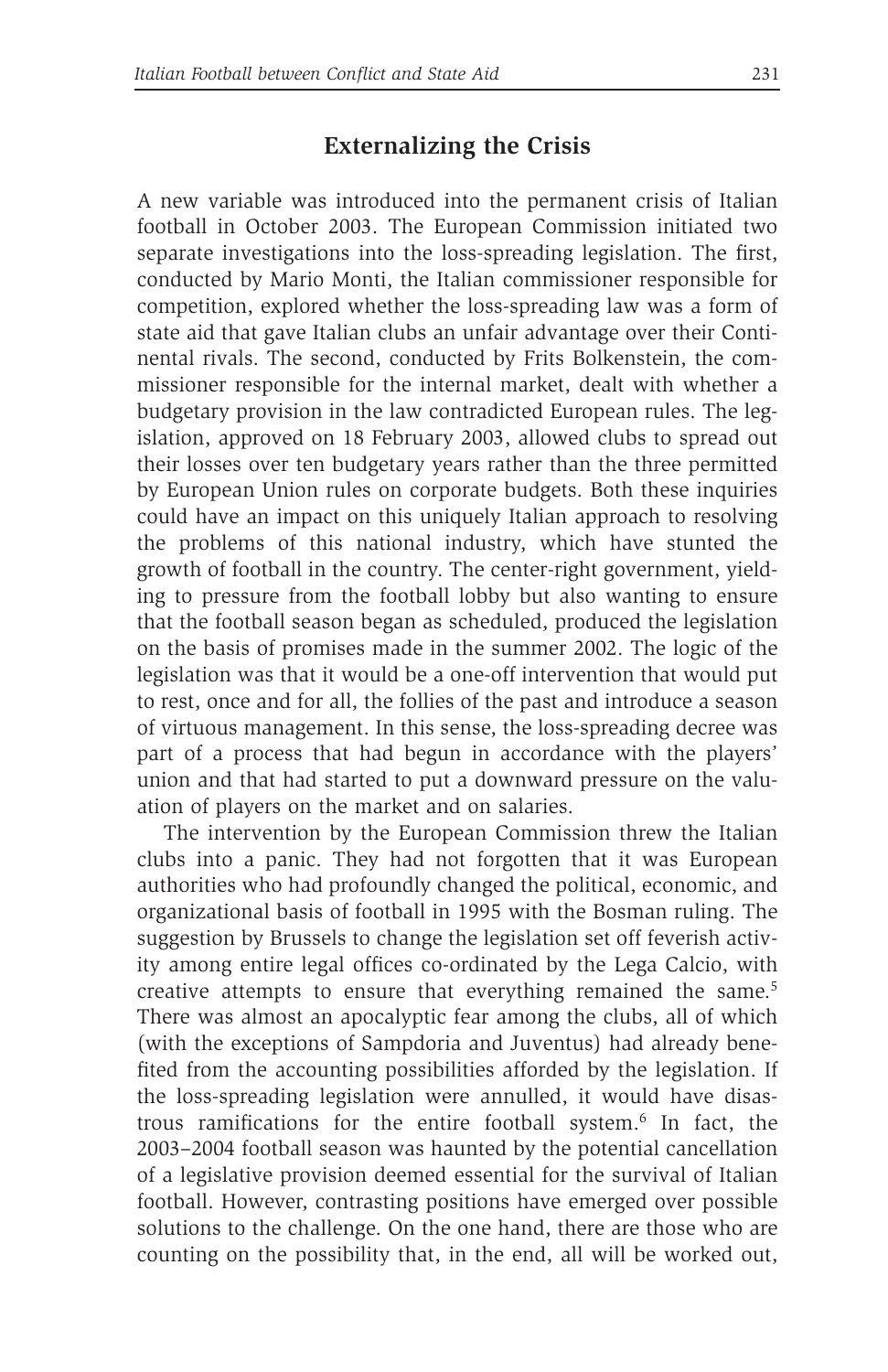## Externalizing the Crisis

A new variable was introduced into the permanent crisis of Italian football in October 2003. The European Commission initiated two separate investigations into the loss-spreading legislation. The first, conducted by Mario Monti, the Italian commissioner responsible for competition, explored whether the loss-spreading law was a form of state aid that gave Italian clubs an unfair advantage over their Continental rivals. The second, conducted by Frits Bolkenstein, the commissioner responsible for the internal market, dealt with whether a budgetary provision in the law contradicted European rules. The legislation, approved on 18 February 2003, allowed clubs to spread out their losses over ten budgetary years rather than the three permitted by European Union rules on corporate budgets. Both these inquiries could have an impact on this uniquely Italian approach to resolving the problems of this national industry, which have stunted the growth of football in the country. The center-right government, yielding to pressure from the football lobby but also wanting to ensure that the football season began as scheduled, produced the legislation on the basis of promises made in the summer 2002. The logic of the legislation was that it would be a one-off intervention that would put to rest, once and for all, the follies of the past and introduce a season of virtuous management. In this sense, the loss-spreading decree was part of a process that had begun in accordance with the players' union and that had started to put a downward pressure on the valuation of players on the market and on salaries.

The intervention by the European Commission threw the Italian clubs into a panic. They had not forgotten that it was European authorities who had profoundly changed the political, economic, and organizational basis of football in 1995 with the Bosman ruling. The suggestion by Brussels to change the legislation set off feverish activity among entire legal offices co-ordinated by the Lega Calcio, with creative attempts to ensure that everything remained the same.[5] There was almost an apocalyptic fear among the clubs, all of which (with the exceptions of Sampdoria and Juventus) had already benefited from the accounting possibilities afforded by the legislation. If the loss-spreading legislation were annulled, it would have disastrous ramifications for the entire football system.[6] In fact, the 2003–2004 football season was haunted by the potential cancellation of a legislative provision deemed essential for the survival of Italian football. However, contrasting positions have emerged over possible solutions to the challenge. On the one hand, there are those who are counting on the possibility that, in the end, all will be worked out,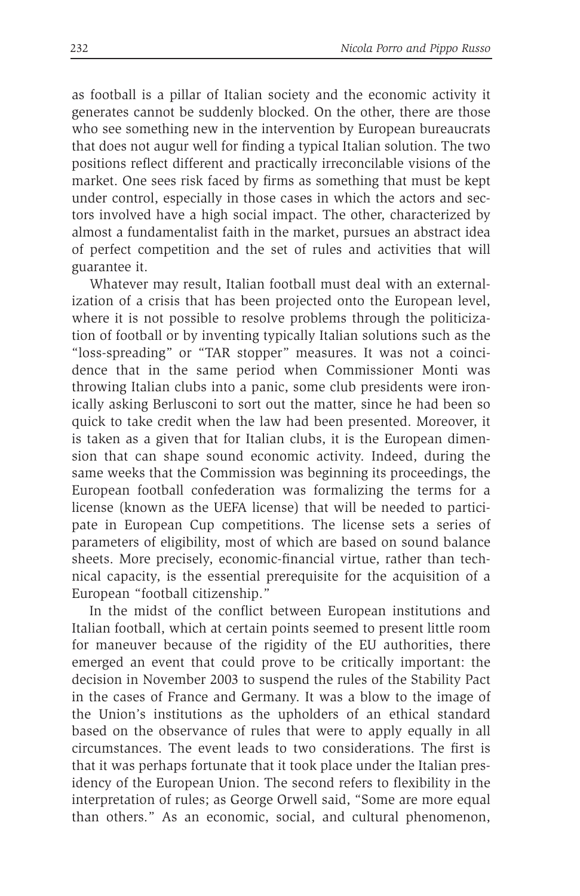as football is a pillar of Italian society and the economic activity it generates cannot be suddenly blocked. On the other, there are those who see something new in the intervention by European bureaucrats that does not augur well for finding a typical Italian solution. The two positions reflect different and practically irreconcilable visions of the market. One sees risk faced by firms as something that must be kept under control, especially in those cases in which the actors and sectors involved have a high social impact. The other, characterized by almost a fundamentalist faith in the market, pursues an abstract idea of perfect competition and the set of rules and activities that will guarantee it.

Whatever may result, Italian football must deal with an externalization of a crisis that has been projected onto the European level, where it is not possible to resolve problems through the politicization of football or by inventing typically Italian solutions such as the "loss-spreading" or "TAR stopper" measures. It was not a coincidence that in the same period when Commissioner Monti was throwing Italian clubs into a panic, some club presidents were ironically asking Berlusconi to sort out the matter, since he had been so quick to take credit when the law had been presented. Moreover, it is taken as a given that for Italian clubs, it is the European dimension that can shape sound economic activity. Indeed, during the same weeks that the Commission was beginning its proceedings, the European football confederation was formalizing the terms for a license (known as the UEFA license) that will be needed to participate in European Cup competitions. The license sets a series of parameters of eligibility, most of which are based on sound balance sheets. More precisely, economic-financial virtue, rather than technical capacity, is the essential prerequisite for the acquisition of a European "football citizenship."

In the midst of the conflict between European institutions and Italian football, which at certain points seemed to present little room for maneuver because of the rigidity of the EU authorities, there emerged an event that could prove to be critically important: the decision in November 2003 to suspend the rules of the Stability Pact in the cases of France and Germany. It was a blow to the image of the Union's institutions as the upholders of an ethical standard based on the observance of rules that were to apply equally in all circumstances. The event leads to two considerations. The first is that it was perhaps fortunate that it took place under the Italian presidency of the European Union. The second refers to flexibility in the interpretation of rules; as George Orwell said, "Some are more equal than others." As an economic, social, and cultural phenomenon,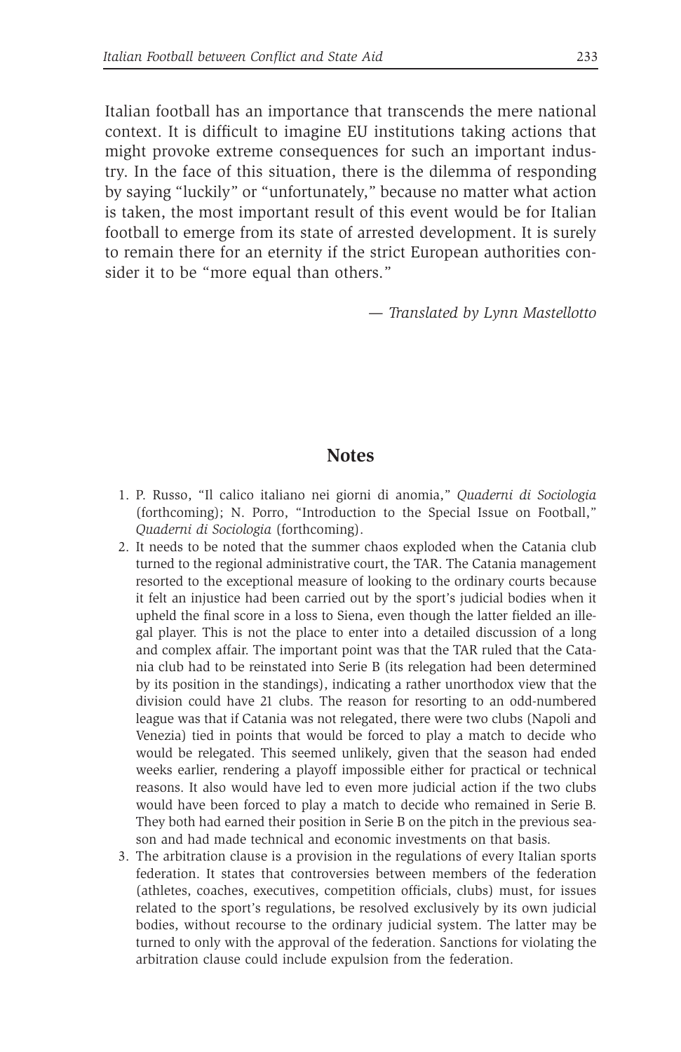Italian football has an importance that transcends the mere national context. It is difficult to imagine EU institutions taking actions that might provoke extreme consequences for such an important industry. In the face of this situation, there is the dilemma of responding by saying "luckily" or "unfortunately," because no matter what action is taken, the most important result of this event would be for Italian football to emerge from its state of arrested development. It is surely to remain there for an eternity if the strict European authorities consider it to be "more equal than others."

— *Translated by Lynn Mastellotto*

## Notes

1. P. Russo, "Il calico italiano nei giorni di anomia," *Quaderni di Sociologia* (forthcoming); N. Porro, "Introduction to the Special Issue on Football," *Quaderni di Sociologia* (forthcoming).
2. It needs to be noted that the summer chaos exploded when the Catania club turned to the regional administrative court, the TAR. The Catania management resorted to the exceptional measure of looking to the ordinary courts because it felt an injustice had been carried out by the sport's judicial bodies when it upheld the final score in a loss to Siena, even though the latter fielded an illegal player. This is not the place to enter into a detailed discussion of a long and complex affair. The important point was that the TAR ruled that the Catania club had to be reinstated into Serie B (its relegation had been determined by its position in the standings), indicating a rather unorthodox view that the division could have 21 clubs. The reason for resorting to an odd-numbered league was that if Catania was not relegated, there were two clubs (Napoli and Venezia) tied in points that would be forced to play a match to decide who would be relegated. This seemed unlikely, given that the season had ended weeks earlier, rendering a playoff impossible either for practical or technical reasons. It also would have led to even more judicial action if the two clubs would have been forced to play a match to decide who remained in Serie B. They both had earned their position in Serie B on the pitch in the previous season and had made technical and economic investments on that basis.
3. The arbitration clause is a provision in the regulations of every Italian sports federation. It states that controversies between members of the federation (athletes, coaches, executives, competition officials, clubs) must, for issues related to the sport's regulations, be resolved exclusively by its own judicial bodies, without recourse to the ordinary judicial system. The latter may be turned to only with the approval of the federation. Sanctions for violating the arbitration clause could include expulsion from the federation.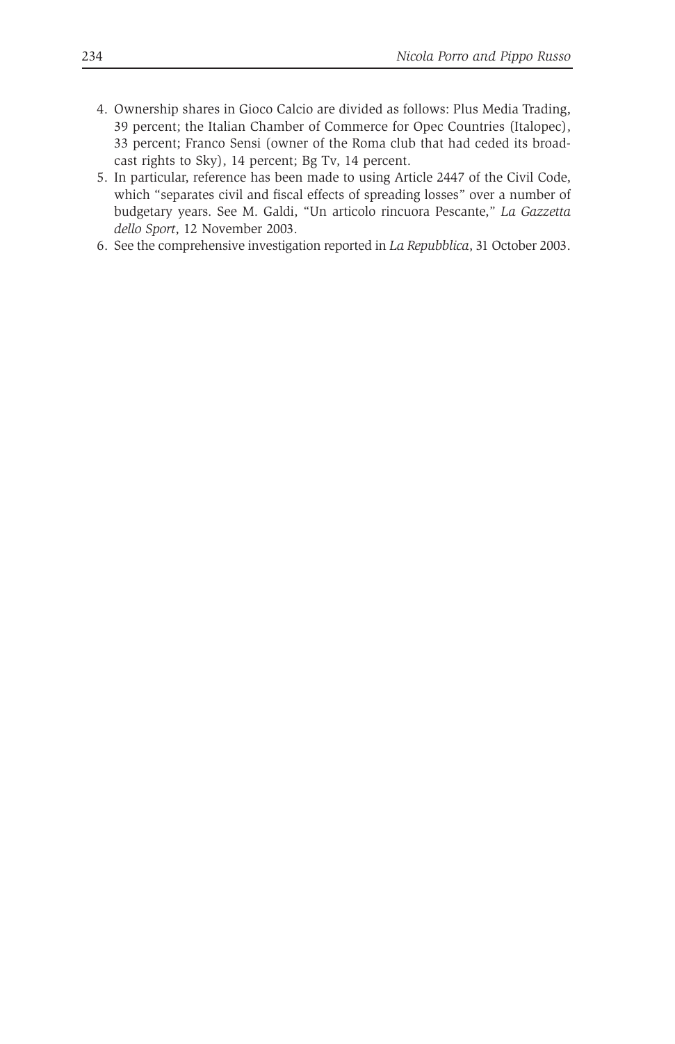4. Ownership shares in Gioco Calcio are divided as follows: Plus Media Trading, 39 percent; the Italian Chamber of Commerce for Opec Countries (Italopec), 33 percent; Franco Sensi (owner of the Roma club that had ceded its broadcast rights to Sky), 14 percent; Bg Tv, 14 percent.
5. In particular, reference has been made to using Article 2447 of the Civil Code, which "separates civil and fiscal effects of spreading losses" over a number of budgetary years. See M. Galdi, "Un articolo rincuora Pescante," *La Gazzetta dello Sport*, 12 November 2003.
6. See the comprehensive investigation reported in *La Repubblica*, 31 October 2003.